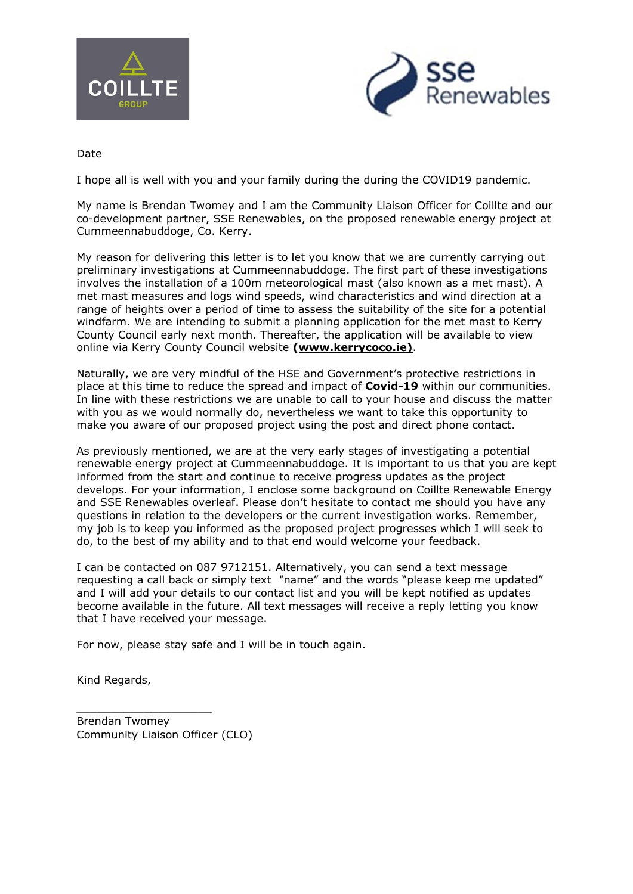Date

I hope all is well with you and your family during the during the COVID19 pandemic.

My name is Brendan Twomey and I am the Community Liaison Officer for Coillte and our co-development partner, SSE Renewables, on the proposed renewable energy project at Cummeennabuddoge, Co. Kerry.

My reason for delivering this letter is to let you know that we are currently carrying out preliminary investigations at Cummeennabuddoge. The first part of these investigations involves the installation of a 100m meteorological mast (also known as a met mast). A met mast measures and logs wind speeds, wind characteristics and wind direction at a range of heights over a period of time to assess the suitability of the site for a potential windfarm. We are intending to submit a planning application for the met mast to Kerry County Council early next month. Thereafter, the application will be available to view online via Kerry County Council website **(www.kerrycoco.ie)**.

Naturally, we are very mindful of the HSE and Government's protective restrictions in place at this time to reduce the spread and impact of **Covid-19** within our communities. In line with these restrictions we are unable to call to your house and discuss the matter with you as we would normally do, nevertheless we want to take this opportunity to make you aware of our proposed project using the post and direct phone contact.

As previously mentioned, we are at the very early stages of investigating a potential renewable energy project at Cummeennabuddoge. It is important to us that you are kept informed from the start and continue to receive progress updates as the project develops. For your information, I enclose some background on Coillte Renewable Energy and SSE Renewables overleaf. Please don't hesitate to contact me should you have any questions in relation to the developers or the current investigation works. Remember, my job is to keep you informed as the proposed project progresses which I will seek to do, to the best of my ability and to that end would welcome your feedback.

I can be contacted on 087 9712151. Alternatively, you can send a text message requesting a call back or simply text "name" and the words "please keep me updated" and I will add your details to our contact list and you will be kept notified as updates become available in the future. All text messages will receive a reply letting you know that I have received your message.

For now, please stay safe and I will be in touch again.

Kind Regards,

\_\_\_\_\_\_\_\_\_\_\_\_\_\_\_\_\_\_\_\_

Brendan Twomey
Community Liaison Officer (CLO)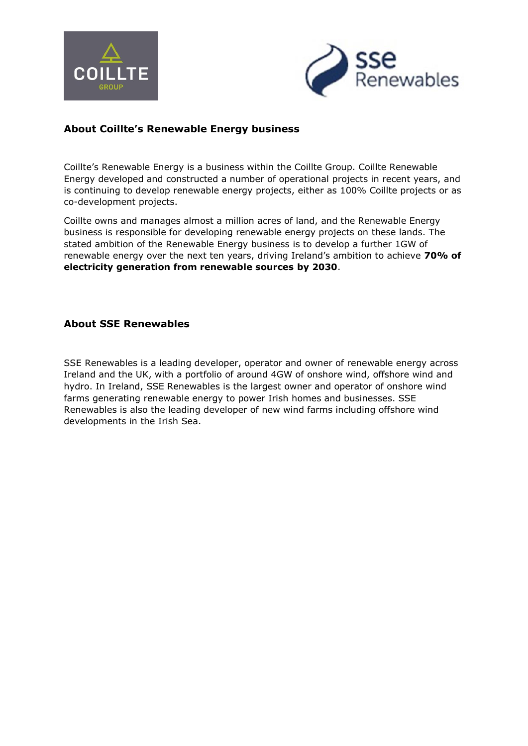## About Coillte's Renewable Energy business

Coillte's Renewable Energy is a business within the Coillte Group. Coillte Renewable Energy developed and constructed a number of operational projects in recent years, and is continuing to develop renewable energy projects, either as 100% Coillte projects or as co-development projects.

Coillte owns and manages almost a million acres of land, and the Renewable Energy business is responsible for developing renewable energy projects on these lands. The stated ambition of the Renewable Energy business is to develop a further 1GW of renewable energy over the next ten years, driving Ireland's ambition to achieve **70% of electricity generation from renewable sources by 2030**.

## About SSE Renewables

SSE Renewables is a leading developer, operator and owner of renewable energy across Ireland and the UK, with a portfolio of around 4GW of onshore wind, offshore wind and hydro. In Ireland, SSE Renewables is the largest owner and operator of onshore wind farms generating renewable energy to power Irish homes and businesses. SSE Renewables is also the leading developer of new wind farms including offshore wind developments in the Irish Sea.